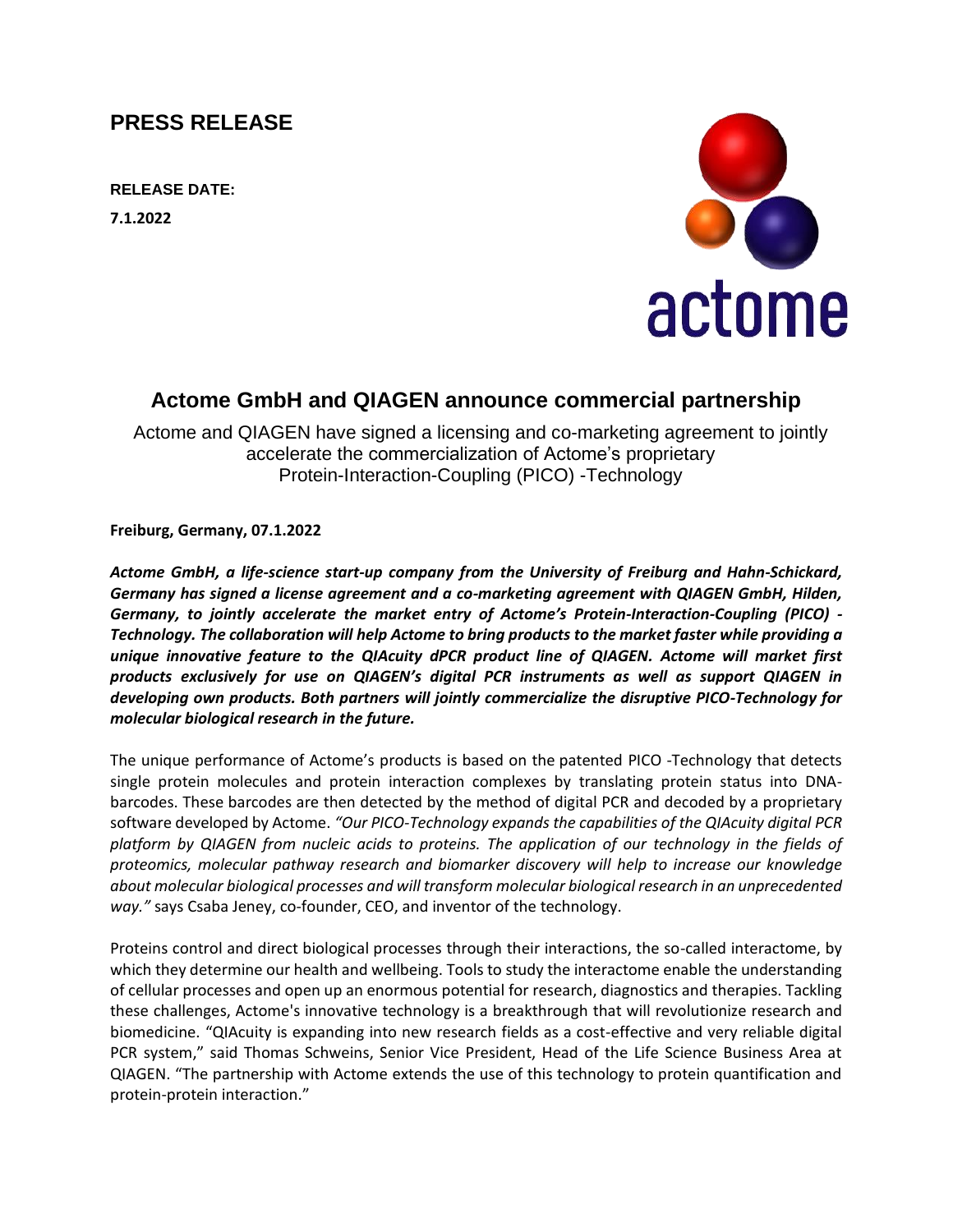# PRESS RELEASE

**RELEASE DATE:**

**7.1.2022**

actome

## Actome GmbH and QIAGEN announce commercial partnership

Actome and QIAGEN have signed a licensing and co-marketing agreement to jointly accelerate the commercialization of Actome's proprietary Protein-Interaction-Coupling (PICO) -Technology

**Freiburg, Germany, 07.1.2022**

***Actome GmbH, a life-science start-up company from the University of Freiburg and Hahn-Schickard, Germany has signed a license agreement and a co-marketing agreement with QIAGEN GmbH, Hilden, Germany, to jointly accelerate the market entry of Actome's Protein-Interaction-Coupling (PICO) - Technology. The collaboration will help Actome to bring products to the market faster while providing a unique innovative feature to the QIAcuity dPCR product line of QIAGEN. Actome will market first products exclusively for use on QIAGEN's digital PCR instruments as well as support QIAGEN in developing own products. Both partners will jointly commercialize the disruptive PICO-Technology for molecular biological research in the future.***

The unique performance of Actome's products is based on the patented PICO -Technology that detects single protein molecules and protein interaction complexes by translating protein status into DNA-barcodes. These barcodes are then detected by the method of digital PCR and decoded by a proprietary software developed by Actome. *"Our PICO-Technology expands the capabilities of the QIAcuity digital PCR platform by QIAGEN from nucleic acids to proteins. The application of our technology in the fields of proteomics, molecular pathway research and biomarker discovery will help to increase our knowledge about molecular biological processes and will transform molecular biological research in an unprecedented way."* says Csaba Jeney, co-founder, CEO, and inventor of the technology.

Proteins control and direct biological processes through their interactions, the so-called interactome, by which they determine our health and wellbeing. Tools to study the interactome enable the understanding of cellular processes and open up an enormous potential for research, diagnostics and therapies. Tackling these challenges, Actome's innovative technology is a breakthrough that will revolutionize research and biomedicine. "QIAcuity is expanding into new research fields as a cost-effective and very reliable digital PCR system," said Thomas Schweins, Senior Vice President, Head of the Life Science Business Area at QIAGEN. "The partnership with Actome extends the use of this technology to protein quantification and protein-protein interaction."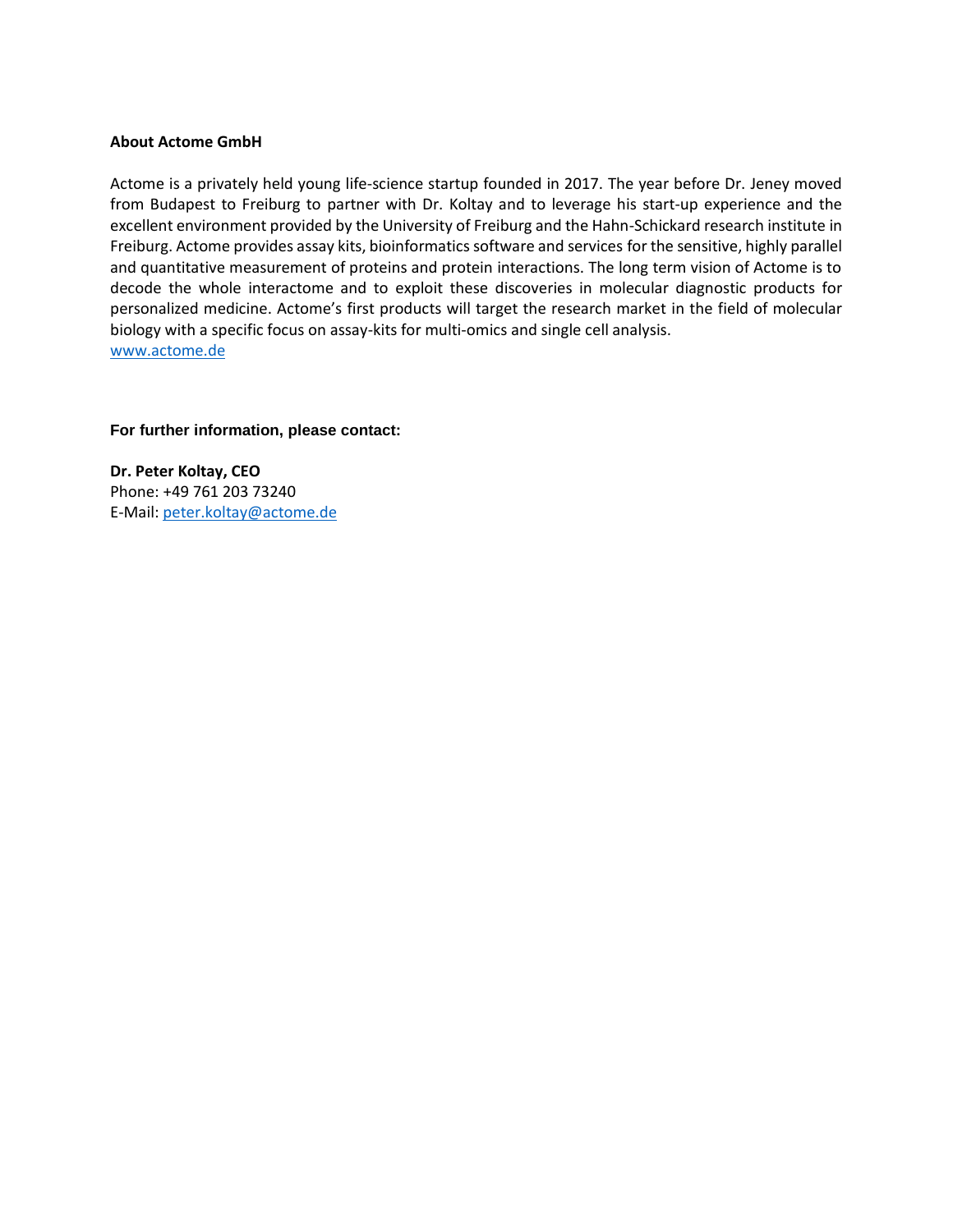**About Actome GmbH**

Actome is a privately held young life-science startup founded in 2017. The year before Dr. Jeney moved from Budapest to Freiburg to partner with Dr. Koltay and to leverage his start-up experience and the excellent environment provided by the University of Freiburg and the Hahn-Schickard research institute in Freiburg. Actome provides assay kits, bioinformatics software and services for the sensitive, highly parallel and quantitative measurement of proteins and protein interactions. The long term vision of Actome is to decode the whole interactome and to exploit these discoveries in molecular diagnostic products for personalized medicine. Actome's first products will target the research market in the field of molecular biology with a specific focus on assay-kits for multi-omics and single cell analysis.
www.actome.de

**For further information, please contact:**

**Dr. Peter Koltay, CEO**
Phone: +49 761 203 73240
E-Mail: peter.koltay@actome.de